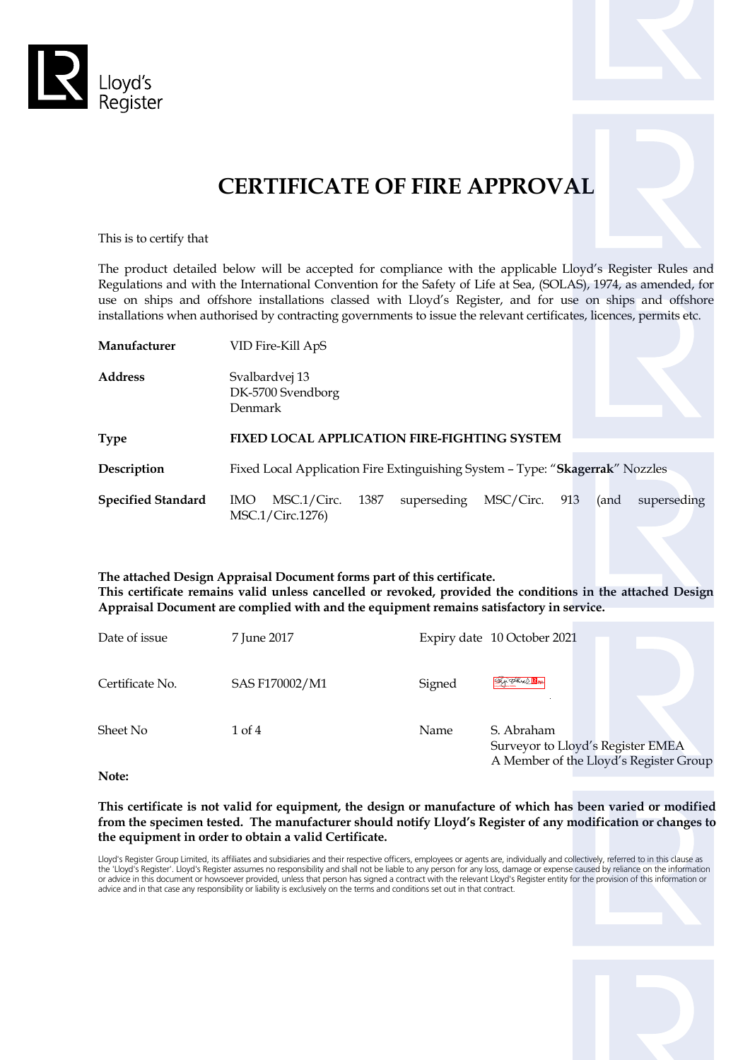Lloyd's Register

# CERTIFICATE OF FIRE APPROVAL

This is to certify that

The product detailed below will be accepted for compliance with the applicable Lloyd's Register Rules and Regulations and with the International Convention for the Safety of Life at Sea, (SOLAS), 1974, as amended, for use on ships and offshore installations classed with Lloyd's Register, and for use on ships and offshore installations when authorised by contracting governments to issue the relevant certificates, licences, permits etc.

| | |
|---|---|
| **Manufacturer** | VID Fire-Kill ApS |
| **Address** | Svalbardvej 13<br>DK-5700 Svendborg<br>Denmark |
| **Type** | **FIXED LOCAL APPLICATION FIRE-FIGHTING SYSTEM** |
| **Description** | Fixed Local Application Fire Extinguishing System – Type: "**Skagerrak**" Nozzles |
| **Specified Standard** | IMO MSC.1/Circ. 1387 superseding MSC/Circ. 913 (and superseding MSC.1/Circ.1276) |

**The attached Design Appraisal Document forms part of this certificate.**
**This certificate remains valid unless cancelled or revoked, provided the conditions in the attached Design Appraisal Document are complied with and the equipment remains satisfactory in service.**

| | | | |
|---|---|---|---|
| Date of issue | 7 June 2017 | Expiry date | 10 October 2021 |
| Certificate No. | SAS F170002/M1 | Signed | |
| Sheet No | 1 of 4 | Name | S. Abraham<br>Surveyor to Lloyd's Register EMEA<br>A Member of the Lloyd's Register Group |

**Note:**

**This certificate is not valid for equipment, the design or manufacture of which has been varied or modified from the specimen tested. The manufacturer should notify Lloyd's Register of any modification or changes to the equipment in order to obtain a valid Certificate.**

Lloyd's Register Group Limited, its affiliates and subsidiaries and their respective officers, employees or agents are, individually and collectively, referred to in this clause as the 'Lloyd's Register'. Lloyd's Register assumes no responsibility and shall not be liable to any person for any loss, damage or expense caused by reliance on the information or advice in this document or howsoever provided, unless that person has signed a contract with the relevant Lloyd's Register entity for the provision of this information or advice and in that case any responsibility or liability is exclusively on the terms and conditions set out in that contract.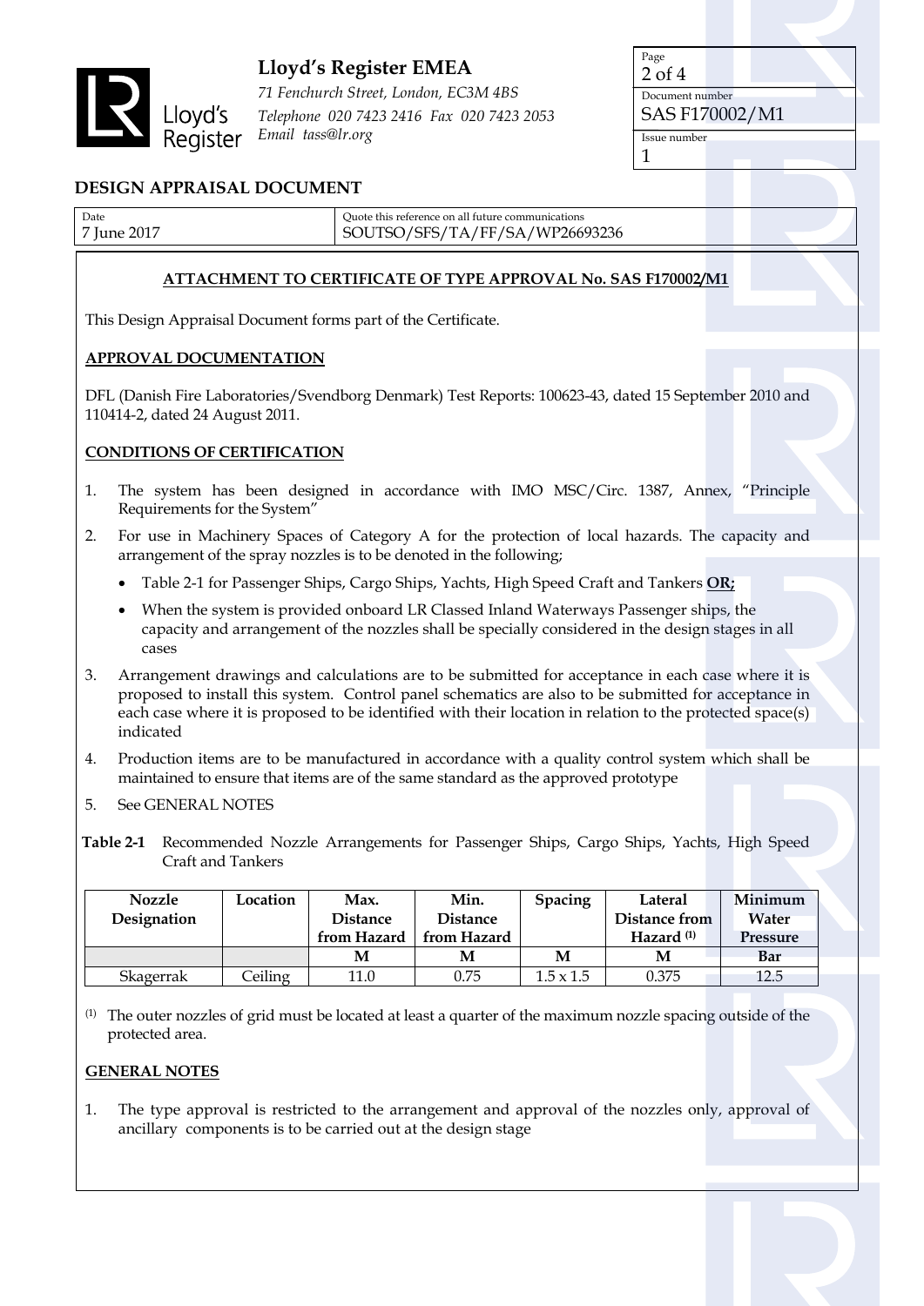**Lloyd's Register EMEA**

*71 Fenchurch Street, London, EC3M 4BS*
*Telephone 020 7423 2416 Fax 020 7423 2053*
*Email tass@lr.org*

| Page | Document number | Issue number |
|---|---|---|
| 2 of 4 | SAS F170002/M1 | 1 |

## DESIGN APPRAISAL DOCUMENT

| Date | Quote this reference on all future communications |
|---|---|
| 7 June 2017 | SOUTSO/SFS/TA/FF/SA/WP26693236 |

### ATTACHMENT TO CERTIFICATE OF TYPE APPROVAL No. SAS F170002/M1

This Design Appraisal Document forms part of the Certificate.

### APPROVAL DOCUMENTATION

DFL (Danish Fire Laboratories/Svendborg Denmark) Test Reports: 100623-43, dated 15 September 2010 and 110414-2, dated 24 August 2011.

### CONDITIONS OF CERTIFICATION

1. The system has been designed in accordance with IMO MSC/Circ. 1387, Annex, "Principle Requirements for the System"
2. For use in Machinery Spaces of Category A for the protection of local hazards. The capacity and arrangement of the spray nozzles is to be denoted in the following;
   - Table 2-1 for Passenger Ships, Cargo Ships, Yachts, High Speed Craft and Tankers **OR;**
   - When the system is provided onboard LR Classed Inland Waterways Passenger ships, the capacity and arrangement of the nozzles shall be specially considered in the design stages in all cases
3. Arrangement drawings and calculations are to be submitted for acceptance in each case where it is proposed to install this system. Control panel schematics are also to be submitted for acceptance in each case where it is proposed to be identified with their location in relation to the protected space(s) indicated
4. Production items are to be manufactured in accordance with a quality control system which shall be maintained to ensure that items are of the same standard as the approved prototype
5. See GENERAL NOTES

**Table 2-1** Recommended Nozzle Arrangements for Passenger Ships, Cargo Ships, Yachts, High Speed Craft and Tankers

| Nozzle Designation | Location | Max. Distance from Hazard | Min. Distance from Hazard | Spacing | Lateral Distance from Hazard [(1)] | Minimum Water Pressure |
|---|---|---|---|---|---|---|
| | | M | M | M | M | Bar |
| Skagerrak | Ceiling | 11.0 | 0.75 | 1.5 x 1.5 | 0.375 | 12.5 |

(1) The outer nozzles of grid must be located at least a quarter of the maximum nozzle spacing outside of the protected area.

### GENERAL NOTES

1. The type approval is restricted to the arrangement and approval of the nozzles only, approval of ancillary components is to be carried out at the design stage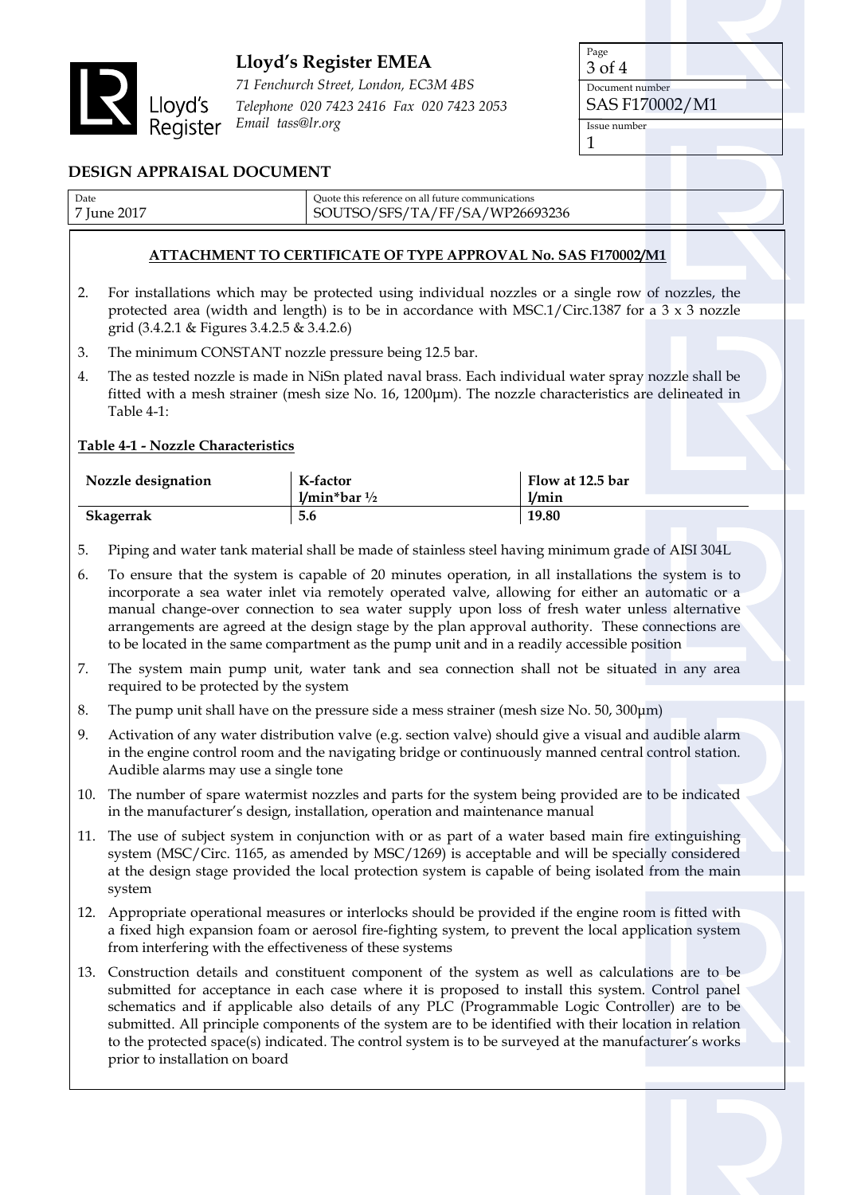# Lloyd's Register EMEA

*71 Fenchurch Street, London, EC3M 4BS*
*Telephone 020 7423 2416 Fax 020 7423 2053*
*Email tass@lr.org*

| Page | Document number | Issue number |
|---|---|---|
| 3 of 4 | SAS F170002/M1 | 1 |

## DESIGN APPRAISAL DOCUMENT

| Date | Quote this reference on all future communications |
|---|---|
| 7 June 2017 | SOUTSO/SFS/TA/FF/SA/WP26693236 |

### ATTACHMENT TO CERTIFICATE OF TYPE APPROVAL No. SAS F170002/M1

2. For installations which may be protected using individual nozzles or a single row of nozzles, the protected area (width and length) is to be in accordance with MSC.1/Circ.1387 for a 3 x 3 nozzle grid (3.4.2.1 & Figures 3.4.2.5 & 3.4.2.6)

3. The minimum CONSTANT nozzle pressure being 12.5 bar.

4. The as tested nozzle is made in NiSn plated naval brass. Each individual water spray nozzle shall be fitted with a mesh strainer (mesh size No. 16, 1200μm). The nozzle characteristics are delineated in Table 4-1:

**Table 4-1 - Nozzle Characteristics**

| Nozzle designation | K-factor l/min*bar ½ | Flow at 12.5 bar l/min |
|---|---|---|
| **Skagerrak** | **5.6** | **19.80** |

5. Piping and water tank material shall be made of stainless steel having minimum grade of AISI 304L

6. To ensure that the system is capable of 20 minutes operation, in all installations the system is to incorporate a sea water inlet via remotely operated valve, allowing for either an automatic or a manual change-over connection to sea water supply upon loss of fresh water unless alternative arrangements are agreed at the design stage by the plan approval authority. These connections are to be located in the same compartment as the pump unit and in a readily accessible position

7. The system main pump unit, water tank and sea connection shall not be situated in any area required to be protected by the system

8. The pump unit shall have on the pressure side a mess strainer (mesh size No. 50, 300μm)

9. Activation of any water distribution valve (e.g. section valve) should give a visual and audible alarm in the engine control room and the navigating bridge or continuously manned central control station. Audible alarms may use a single tone

10. The number of spare watermist nozzles and parts for the system being provided are to be indicated in the manufacturer's design, installation, operation and maintenance manual

11. The use of subject system in conjunction with or as part of a water based main fire extinguishing system (MSC/Circ. 1165, as amended by MSC/1269) is acceptable and will be specially considered at the design stage provided the local protection system is capable of being isolated from the main system

12. Appropriate operational measures or interlocks should be provided if the engine room is fitted with a fixed high expansion foam or aerosol fire-fighting system, to prevent the local application system from interfering with the effectiveness of these systems

13. Construction details and constituent component of the system as well as calculations are to be submitted for acceptance in each case where it is proposed to install this system. Control panel schematics and if applicable also details of any PLC (Programmable Logic Controller) are to be submitted. All principle components of the system are to be identified with their location in relation to the protected space(s) indicated. The control system is to be surveyed at the manufacturer's works prior to installation on board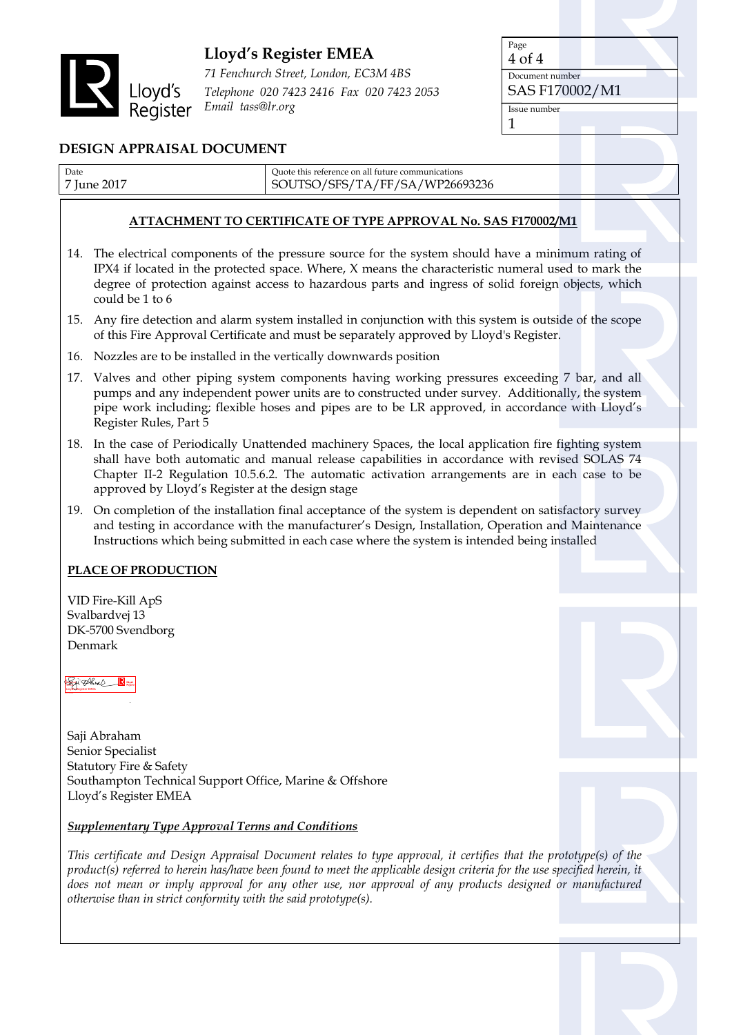**Lloyd's Register EMEA**

*71 Fenchurch Street, London, EC3M 4BS*
*Telephone 020 7423 2416 Fax 020 7423 2053*
*Email tass@lr.org*

| | |
|---|---|
| Document number | SAS F170002/M1 |
| Issue number | 1 |

## DESIGN APPRAISAL DOCUMENT

| Date | Quote this reference on all future communications |
|---|---|
| 7 June 2017 | SOUTSO/SFS/TA/FF/SA/WP26693236 |

**ATTACHMENT TO CERTIFICATE OF TYPE APPROVAL No. SAS F170002/M1**

14. The electrical components of the pressure source for the system should have a minimum rating of IPX4 if located in the protected space. Where, X means the characteristic numeral used to mark the degree of protection against access to hazardous parts and ingress of solid foreign objects, which could be 1 to 6
15. Any fire detection and alarm system installed in conjunction with this system is outside of the scope of this Fire Approval Certificate and must be separately approved by Lloyd's Register.
16. Nozzles are to be installed in the vertically downwards position
17. Valves and other piping system components having working pressures exceeding 7 bar, and all pumps and any independent power units are to constructed under survey. Additionally, the system pipe work including; flexible hoses and pipes are to be LR approved, in accordance with Lloyd's Register Rules, Part 5
18. In the case of Periodically Unattended machinery Spaces, the local application fire fighting system shall have both automatic and manual release capabilities in accordance with revised SOLAS 74 Chapter II-2 Regulation 10.5.6.2. The automatic activation arrangements are in each case to be approved by Lloyd's Register at the design stage
19. On completion of the installation final acceptance of the system is dependent on satisfactory survey and testing in accordance with the manufacturer's Design, Installation, Operation and Maintenance Instructions which being submitted in each case where the system is intended being installed

**PLACE OF PRODUCTION**

VID Fire-Kill ApS
Svalbardvej 13
DK-5700 Svendborg
Denmark

Saji Abraham
Senior Specialist
Statutory Fire & Safety
Southampton Technical Support Office, Marine & Offshore
Lloyd's Register EMEA

***Supplementary Type Approval Terms and Conditions***

*This certificate and Design Appraisal Document relates to type approval, it certifies that the prototype(s) of the product(s) referred to herein has/have been found to meet the applicable design criteria for the use specified herein, it does not mean or imply approval for any other use, nor approval of any products designed or manufactured otherwise than in strict conformity with the said prototype(s).*